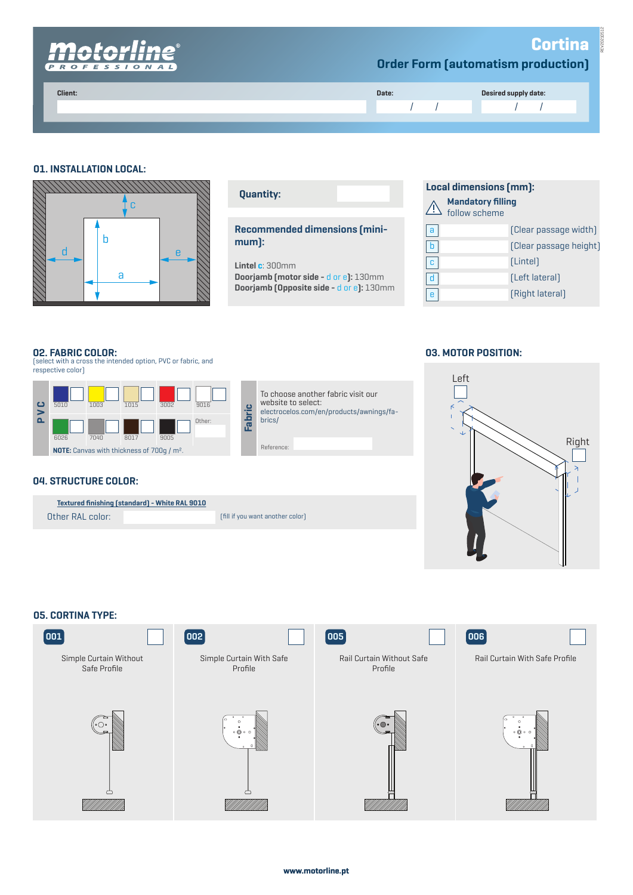# Cortina

## Order Form (automatism production)

**Client:**

**Date:** / /

**Desired supply date:** / /

## 01. INSTALLATION LOCAL:

c

b

d

e

a

**Quantity:**

**Recommended dimensions (minimum):**

**Lintel** c: 300mm
**Doorjamb (motor side -** d or e**):** 130mm
**Doorjamb (Opposite side -** d or e**):** 130mm

**Local dimensions (mm):**

**Mandatory filling**
follow scheme

| | | |
|---|---|---|
| a | | [Clear passage width] |
| b | | [Clear passage height] |
| c | | [Lintel] |
| d | | [Left lateral] |
| e | | [Right lateral] |

## 02. FABRIC COLOR:

(select with a cross the intended option, PVC or fabric, and respective color)

**PVC**

| | | | | |
|---|---|---|---|---|
| 5010 | 1003 | 1015 | 3002 | 9016 |
| 6026 | 7040 | 8017 | 9005 | Other: |

**NOTE:** Canvas with thickness of 700g / m².

**Fabric**

To choose another fabric visit our website to select:
electrocelos.com/en/products/awnings/fabrics/

Reference:

## 03. MOTOR POSITION:

Left

Right

## 04. STRUCTURE COLOR:

Textured finishing (standard) - White RAL 9010

Other RAL color: (fill if you want another color)

## 05. CORTINA TYPE:

| 001 | 002 | 005 | 006 |
|---|---|---|---|
| Simple Curtain Without Safe Profile | Simple Curtain With Safe Profile | Rail Curtain Without Safe Profile | Rail Curtain With Safe Profile |

www.motorline.pt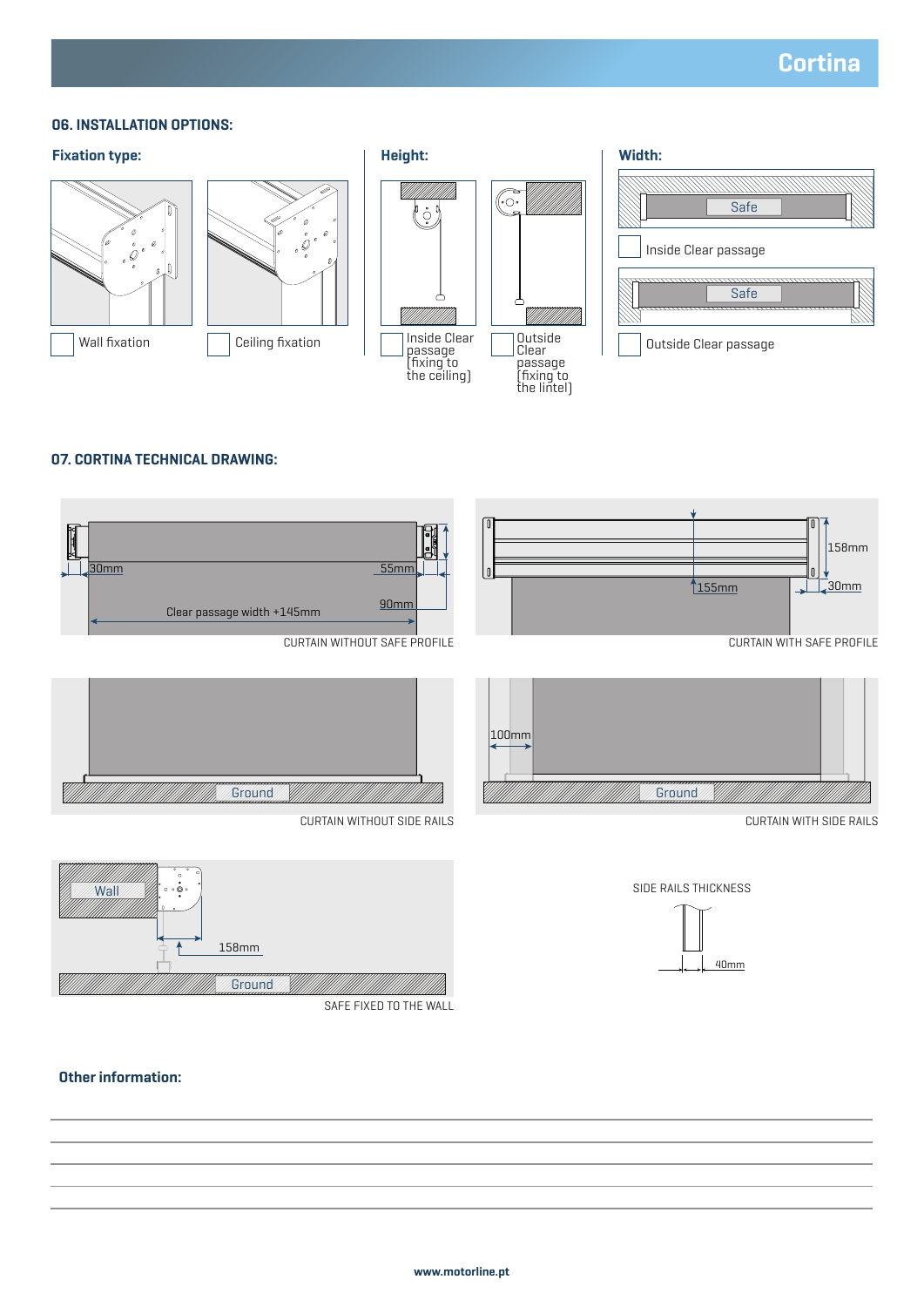Cortina

## 06. INSTALLATION OPTIONS:

### Fixation type:

☐ Wall fixation

☐ Ceiling fixation

### Height:

☐ Inside Clear passage (fixing to the ceiling)

☐ Outside Clear passage (fixing to the lintel)

### Width:

Safe

☐ Inside Clear passage

Safe

☐ Outside Clear passage

## 07. CORTINA TECHNICAL DRAWING:

30mm
55mm
90mm
Clear passage width +145mm

CURTAIN WITHOUT SAFE PROFILE

158mm
155mm
30mm

CURTAIN WITH SAFE PROFILE

Ground

CURTAIN WITHOUT SIDE RAILS

100mm
Ground

CURTAIN WITH SIDE RAILS

Wall
158mm
Ground

SAFE FIXED TO THE WALL

SIDE RAILS THICKNESS

40mm

### Other information:

www.motorline.pt